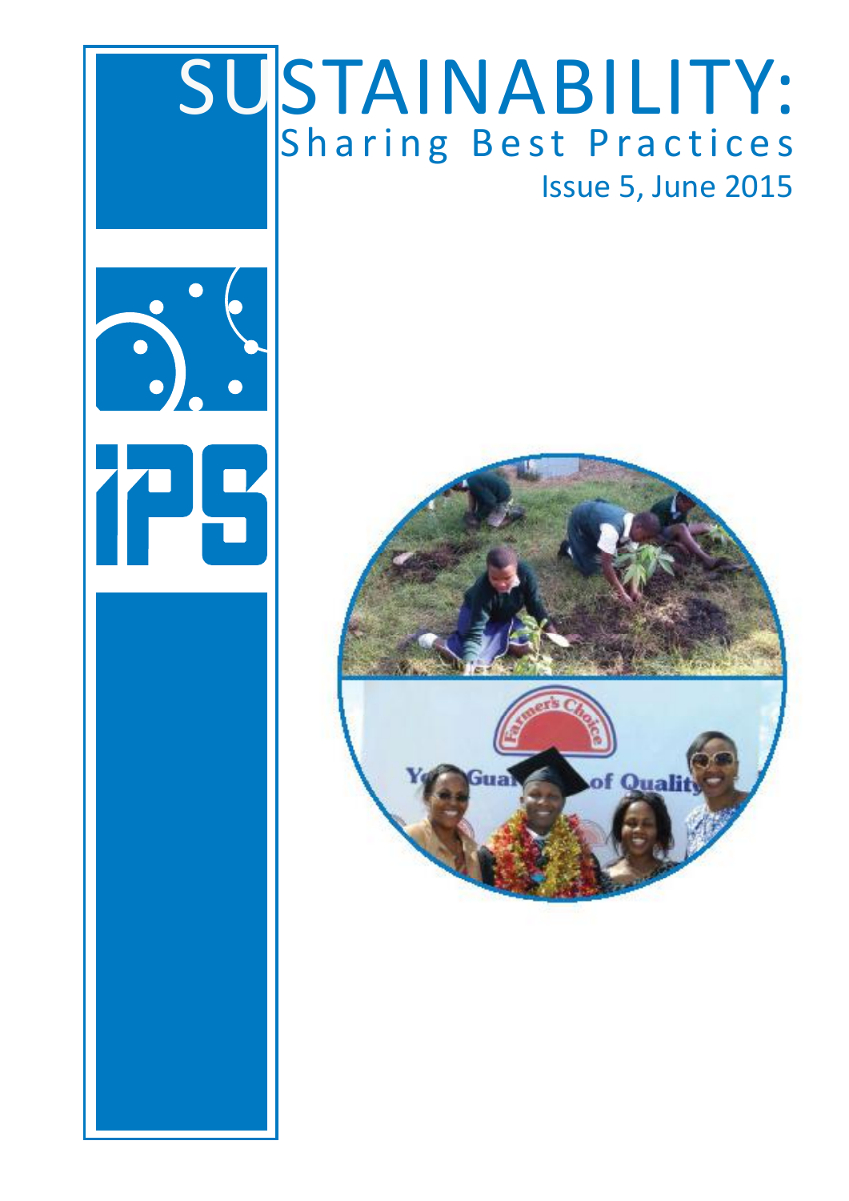# SUSTAINABILITY:

## Sharing Best Practices

Issue 5, June 2015

IPS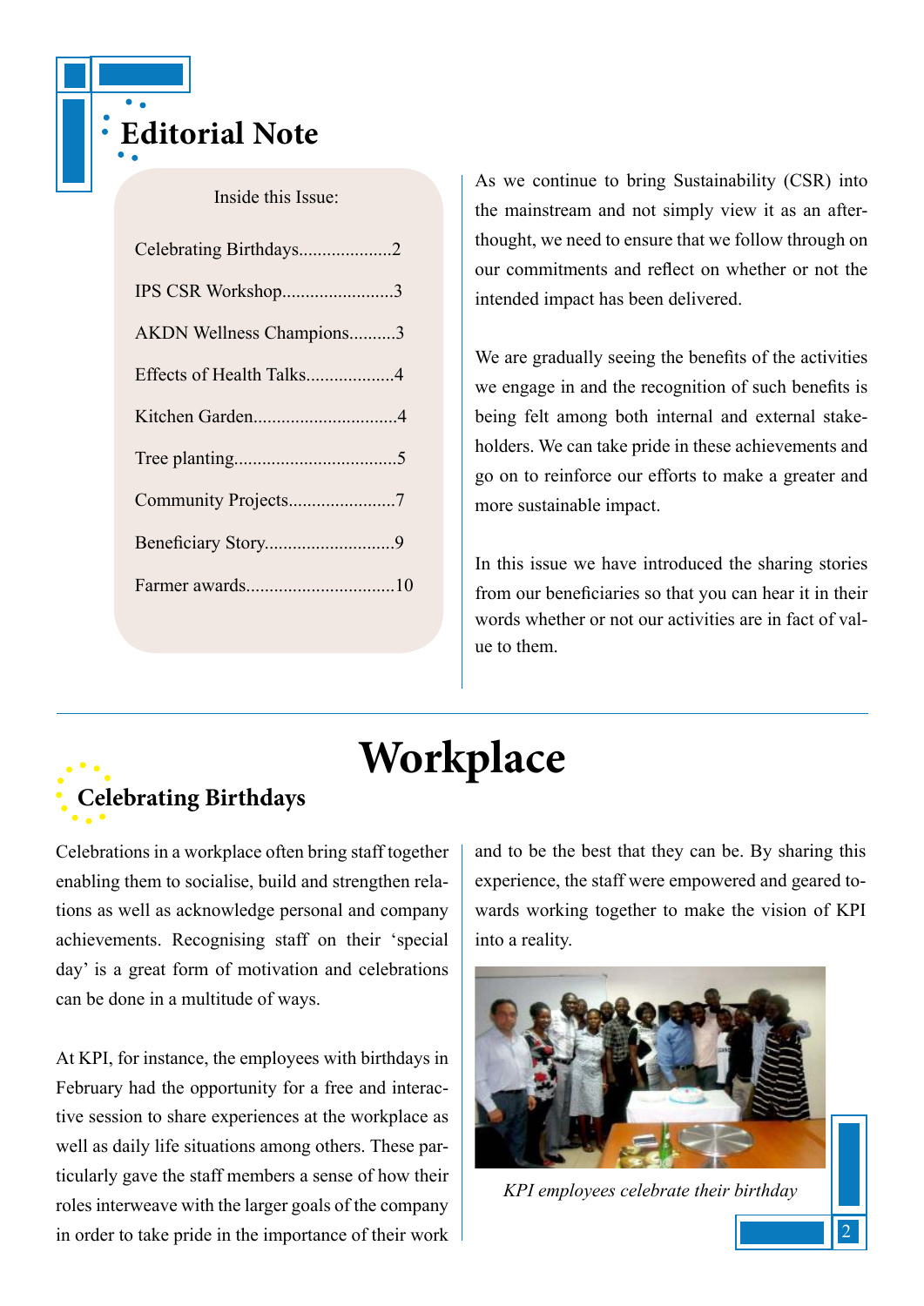# Editorial Note

Inside this Issue:

- Celebrating Birthdays....................2
- IPS CSR Workshop........................3
- AKDN Wellness Champions..........3
- Effects of Health Talks...................4
- Kitchen Garden...............................4
- Tree planting...................................5
- Community Projects.......................7
- Beneficiary Story............................9
- Farmer awards................................10

As we continue to bring Sustainability (CSR) into the mainstream and not simply view it as an afterthought, we need to ensure that we follow through on our commitments and reflect on whether or not the intended impact has been delivered.

We are gradually seeing the benefits of the activities we engage in and the recognition of such benefits is being felt among both internal and external stakeholders. We can take pride in these achievements and go on to reinforce our efforts to make a greater and more sustainable impact.

In this issue we have introduced the sharing stories from our beneficiaries so that you can hear it in their words whether or not our activities are in fact of value to them.

# Workplace

## Celebrating Birthdays

Celebrations in a workplace often bring staff together enabling them to socialise, build and strengthen relations as well as acknowledge personal and company achievements. Recognising staff on their 'special day' is a great form of motivation and celebrations can be done in a multitude of ways.

At KPI, for instance, the employees with birthdays in February had the opportunity for a free and interactive session to share experiences at the workplace as well as daily life situations among others. These particularly gave the staff members a sense of how their roles interweave with the larger goals of the company in order to take pride in the importance of their work and to be the best that they can be. By sharing this experience, the staff were empowered and geared towards working together to make the vision of KPI into a reality.

*KPI employees celebrate their birthday*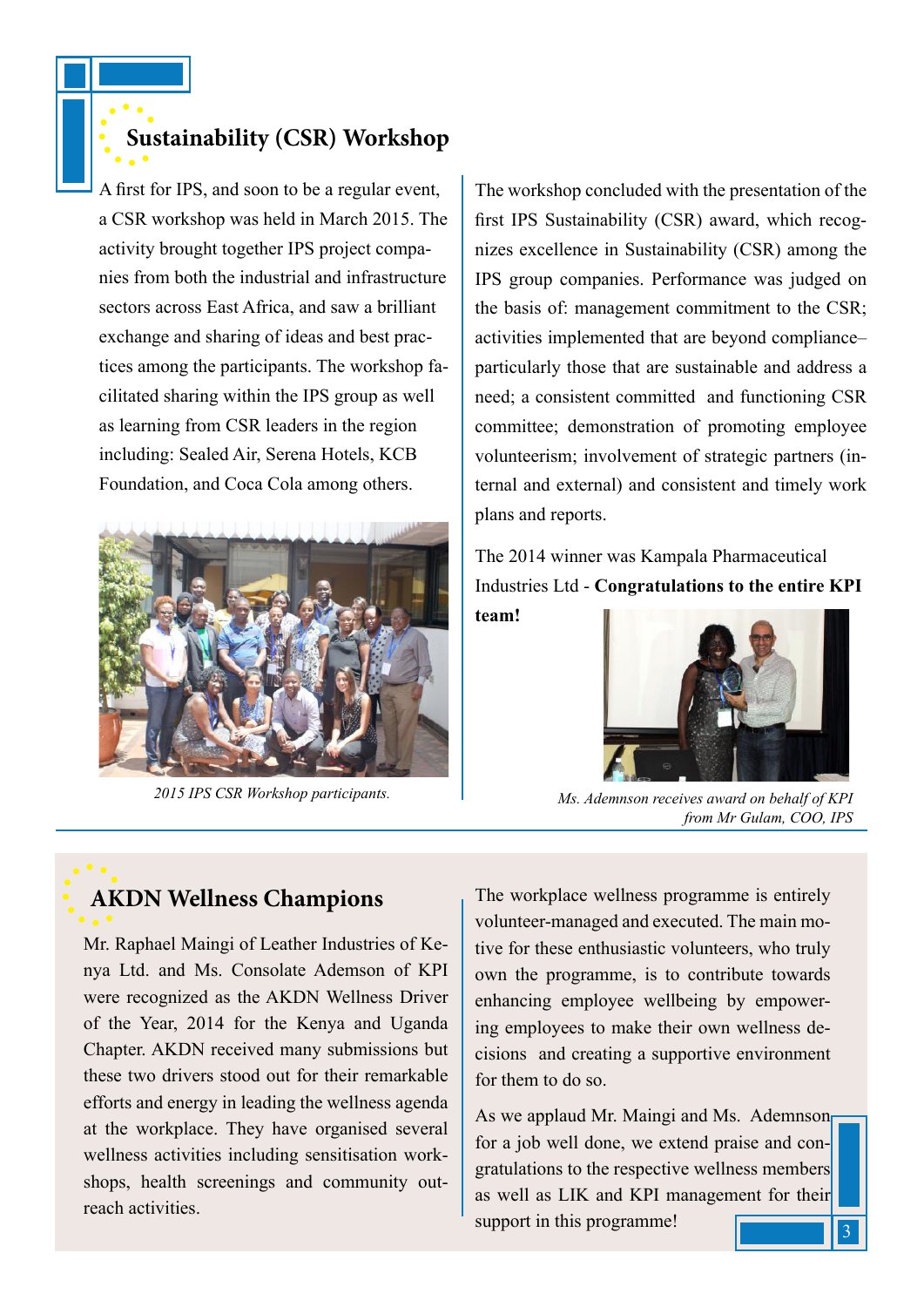## Sustainability (CSR) Workshop

A first for IPS, and soon to be a regular event, a CSR workshop was held in March 2015. The activity brought together IPS project companies from both the industrial and infrastructure sectors across East Africa, and saw a brilliant exchange and sharing of ideas and best practices among the participants. The workshop facilitated sharing within the IPS group as well as learning from CSR leaders in the region including: Sealed Air, Serena Hotels, KCB Foundation, and Coca Cola among others.

*2015 IPS CSR Workshop participants.*

The workshop concluded with the presentation of the first IPS Sustainability (CSR) award, which recognizes excellence in Sustainability (CSR) among the IPS group companies. Performance was judged on the basis of: management commitment to the CSR; activities implemented that are beyond compliance– particularly those that are sustainable and address a need; a consistent committed and functioning CSR committee; demonstration of promoting employee volunteerism; involvement of strategic partners (internal and external) and consistent and timely work plans and reports.

The 2014 winner was Kampala Pharmaceutical Industries Ltd - **Congratulations to the entire KPI team!**

*Ms. Ademnson receives award on behalf of KPI from Mr Gulam, COO, IPS*

## AKDN Wellness Champions

Mr. Raphael Maingi of Leather Industries of Kenya Ltd. and Ms. Consolate Ademson of KPI were recognized as the AKDN Wellness Driver of the Year, 2014 for the Kenya and Uganda Chapter. AKDN received many submissions but these two drivers stood out for their remarkable efforts and energy in leading the wellness agenda at the workplace. They have organised several wellness activities including sensitisation workshops, health screenings and community outreach activities.

The workplace wellness programme is entirely volunteer-managed and executed. The main motive for these enthusiastic volunteers, who truly own the programme, is to contribute towards enhancing employee wellbeing by empowering employees to make their own wellness decisions and creating a supportive environment for them to do so.

As we applaud Mr. Maingi and Ms. Ademnson for a job well done, we extend praise and congratulations to the respective wellness members as well as LIK and KPI management for their support in this programme!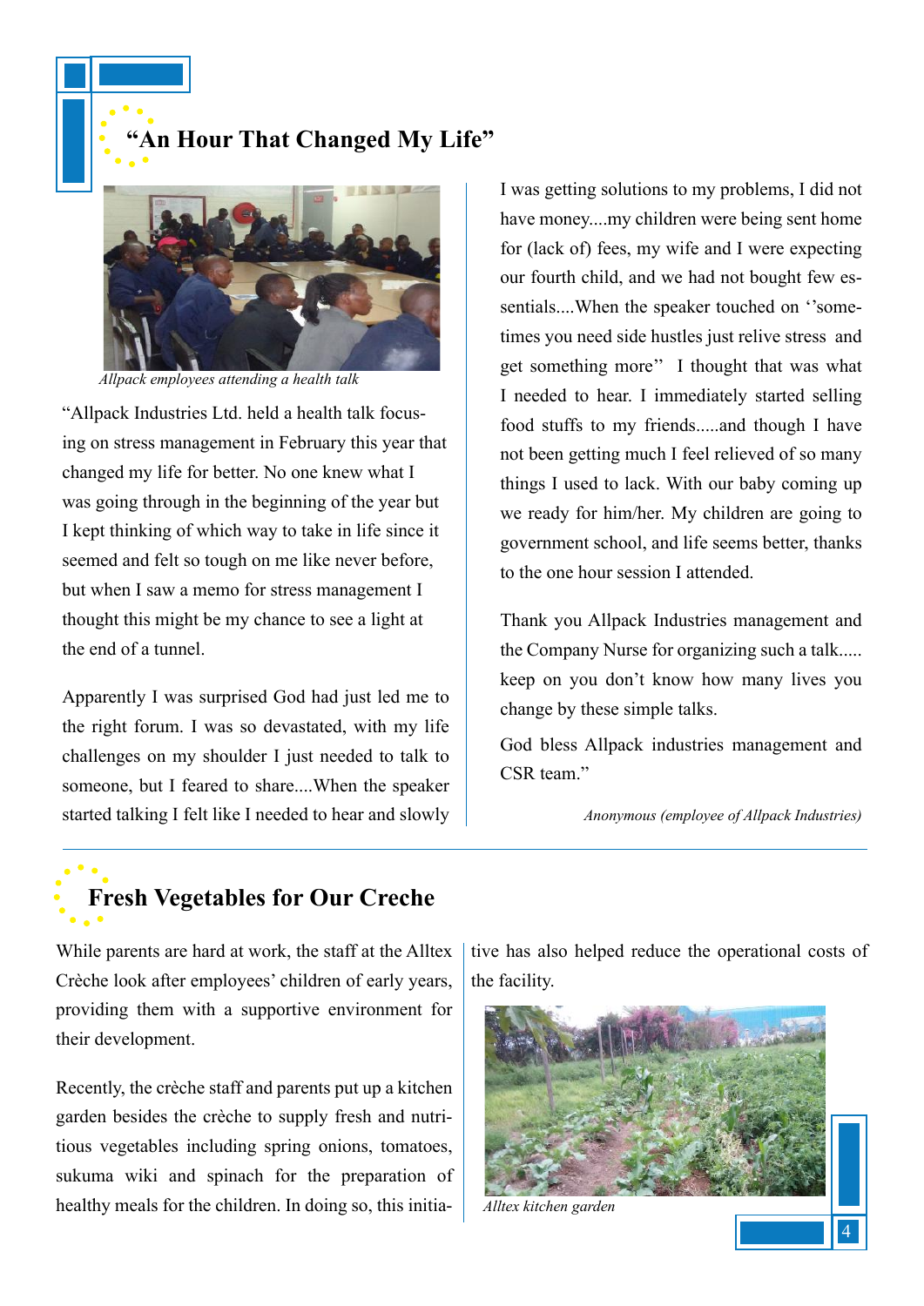## "An Hour That Changed My Life"

*Allpack employees attending a health talk*

"Allpack Industries Ltd. held a health talk focusing on stress management in February this year that changed my life for better. No one knew what I was going through in the beginning of the year but I kept thinking of which way to take in life since it seemed and felt so tough on me like never before, but when I saw a memo for stress management I thought this might be my chance to see a light at the end of a tunnel.

Apparently I was surprised God had just led me to the right forum. I was so devastated, with my life challenges on my shoulder I just needed to talk to someone, but I feared to share....When the speaker started talking I felt like I needed to hear and slowly I was getting solutions to my problems, I did not have money....my children were being sent home for (lack of) fees, my wife and I were expecting our fourth child, and we had not bought few essentials....When the speaker touched on ''sometimes you need side hustles just relive stress and get something more'' I thought that was what I needed to hear. I immediately started selling food stuffs to my friends.....and though I have not been getting much I feel relieved of so many things I used to lack. With our baby coming up we ready for him/her. My children are going to government school, and life seems better, thanks to the one hour session I attended.

Thank you Allpack Industries management and the Company Nurse for organizing such a talk..... keep on you don't know how many lives you change by these simple talks.

God bless Allpack industries management and CSR team."

*Anonymous (employee of Allpack Industries)*

## Fresh Vegetables for Our Creche

While parents are hard at work, the staff at the Alltex Crèche look after employees' children of early years, providing them with a supportive environment for their development.

Recently, the crèche staff and parents put up a kitchen garden besides the crèche to supply fresh and nutritious vegetables including spring onions, tomatoes, sukuma wiki and spinach for the preparation of healthy meals for the children. In doing so, this initiative has also helped reduce the operational costs of the facility.

*Alltex kitchen garden*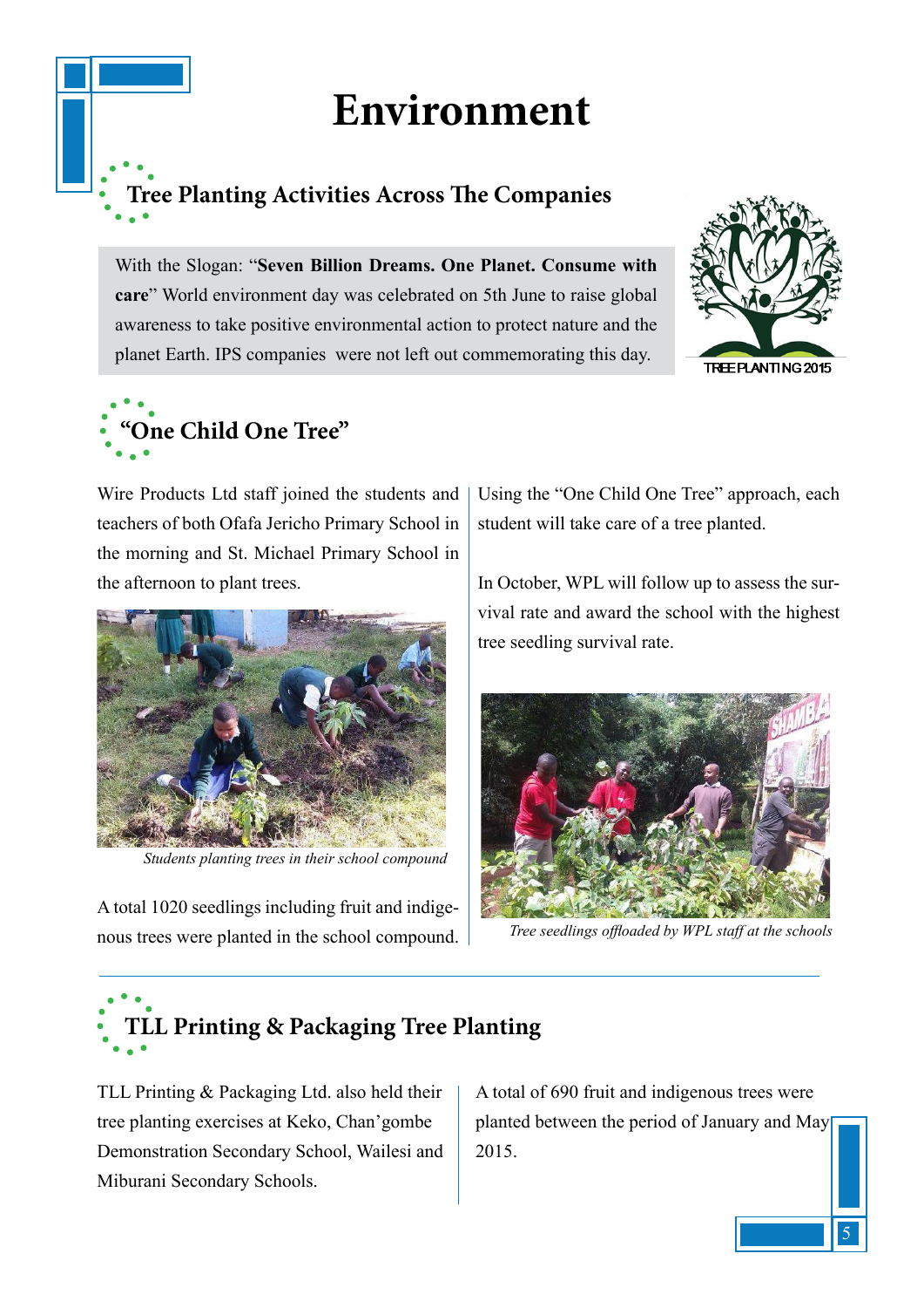# Environment

## Tree Planting Activities Across The Companies

With the Slogan: "**Seven Billion Dreams. One Planet. Consume with care**" World environment day was celebrated on 5th June to raise global awareness to take positive environmental action to protect nature and the planet Earth. IPS companies were not left out commemorating this day.

TREE PLANTING 2015

## "One Child One Tree"

Wire Products Ltd staff joined the students and teachers of both Ofafa Jericho Primary School in the morning and St. Michael Primary School in the afternoon to plant trees.

*Students planting trees in their school compound*

A total 1020 seedlings including fruit and indigenous trees were planted in the school compound.

Using the "One Child One Tree" approach, each student will take care of a tree planted.

In October, WPL will follow up to assess the survival rate and award the school with the highest tree seedling survival rate.

*Tree seedlings offloaded by WPL staff at the schools*

## TLL Printing & Packaging Tree Planting

TLL Printing & Packaging Ltd. also held their tree planting exercises at Keko, Chan'gombe Demonstration Secondary School, Wailesi and Miburani Secondary Schools.

A total of 690 fruit and indigenous trees were planted between the period of January and May 2015.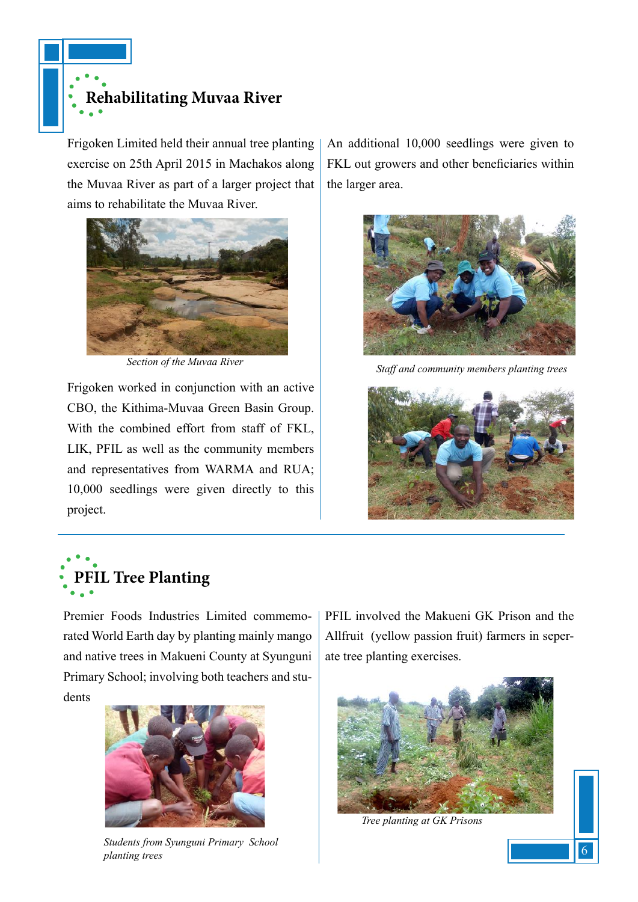## Rehabilitating Muvaa River

Frigoken Limited held their annual tree planting exercise on 25th April 2015 in Machakos along the Muvaa River as part of a larger project that aims to rehabilitate the Muvaa River.

*Section of the Muvaa River*

Frigoken worked in conjunction with an active CBO, the Kithima-Muvaa Green Basin Group. With the combined effort from staff of FKL, LIK, PFIL as well as the community members and representatives from WARMA and RUA; 10,000 seedlings were given directly to this project.

An additional 10,000 seedlings were given to FKL out growers and other beneficiaries within the larger area.

*Staff and community members planting trees*

## PFIL Tree Planting

Premier Foods Industries Limited commemorated World Earth day by planting mainly mango and native trees in Makueni County at Syunguni Primary School; involving both teachers and students

*Students from Syunguni Primary School planting trees*

PFIL involved the Makueni GK Prison and the Allfruit (yellow passion fruit) farmers in seperate tree planting exercises.

*Tree planting at GK Prisons*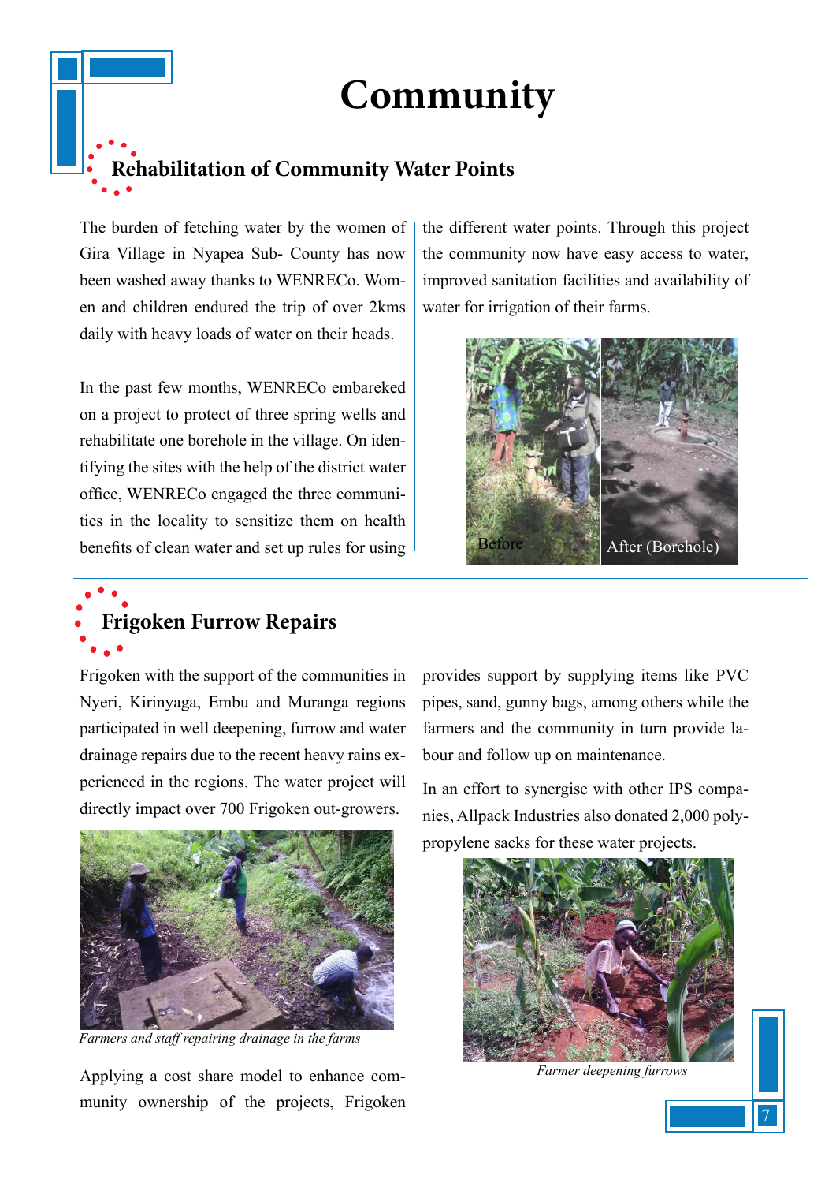# Community

## Rehabilitation of Community Water Points

The burden of fetching water by the women of Gira Village in Nyapea Sub- County has now been washed away thanks to WENRECo. Women and children endured the trip of over 2kms daily with heavy loads of water on their heads.

In the past few months, WENRECo embareked on a project to protect of three spring wells and rehabilitate one borehole in the village. On identifying the sites with the help of the district water office, WENRECo engaged the three communities in the locality to sensitize them on health benefits of clean water and set up rules for using the different water points. Through this project the community now have easy access to water, improved sanitation facilities and availability of water for irrigation of their farms.

Before

After (Borehole)

## Frigoken Furrow Repairs

Frigoken with the support of the communities in Nyeri, Kirinyaga, Embu and Muranga regions participated in well deepening, furrow and water drainage repairs due to the recent heavy rains experienced in the regions. The water project will directly impact over 700 Frigoken out-growers.

*Farmers and staff repairing drainage in the farms*

Applying a cost share model to enhance community ownership of the projects, Frigoken provides support by supplying items like PVC pipes, sand, gunny bags, among others while the farmers and the community in turn provide labour and follow up on maintenance.

In an effort to synergise with other IPS companies, Allpack Industries also donated 2,000 polypropylene sacks for these water projects.

*Farmer deepening furrows*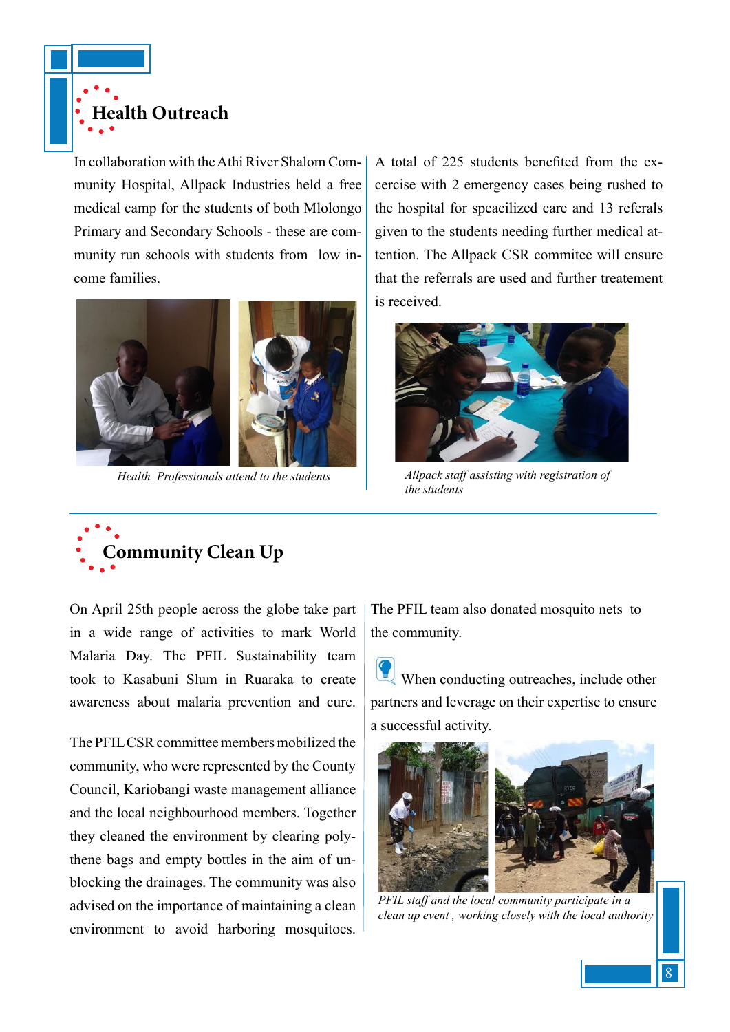## Health Outreach

In collaboration with the Athi River Shalom Community Hospital, Allpack Industries held a free medical camp for the students of both Mlolongo Primary and Secondary Schools - these are community run schools with students from low income families.

*Health Professionals attend to the students*

A total of 225 students benefited from the excercise with 2 emergency cases being rushed to the hospital for speacilized care and 13 referals given to the students needing further medical attention. The Allpack CSR commitee will ensure that the referrals are used and further treatement is received.

*Allpack staff assisting with registration of the students*

## Community Clean Up

On April 25th people across the globe take part in a wide range of activities to mark World Malaria Day. The PFIL Sustainability team took to Kasabuni Slum in Ruaraka to create awareness about malaria prevention and cure.

The PFIL CSR committee members mobilized the community, who were represented by the County Council, Kariobangi waste management alliance and the local neighbourhood members. Together they cleaned the environment by clearing polythene bags and empty bottles in the aim of unblocking the drainages. The community was also advised on the importance of maintaining a clean environment to avoid harboring mosquitoes.

The PFIL team also donated mosquito nets to the community.

When conducting outreaches, include other partners and leverage on their expertise to ensure a successful activity.

*PFIL staff and the local community participate in a clean up event , working closely with the local authority*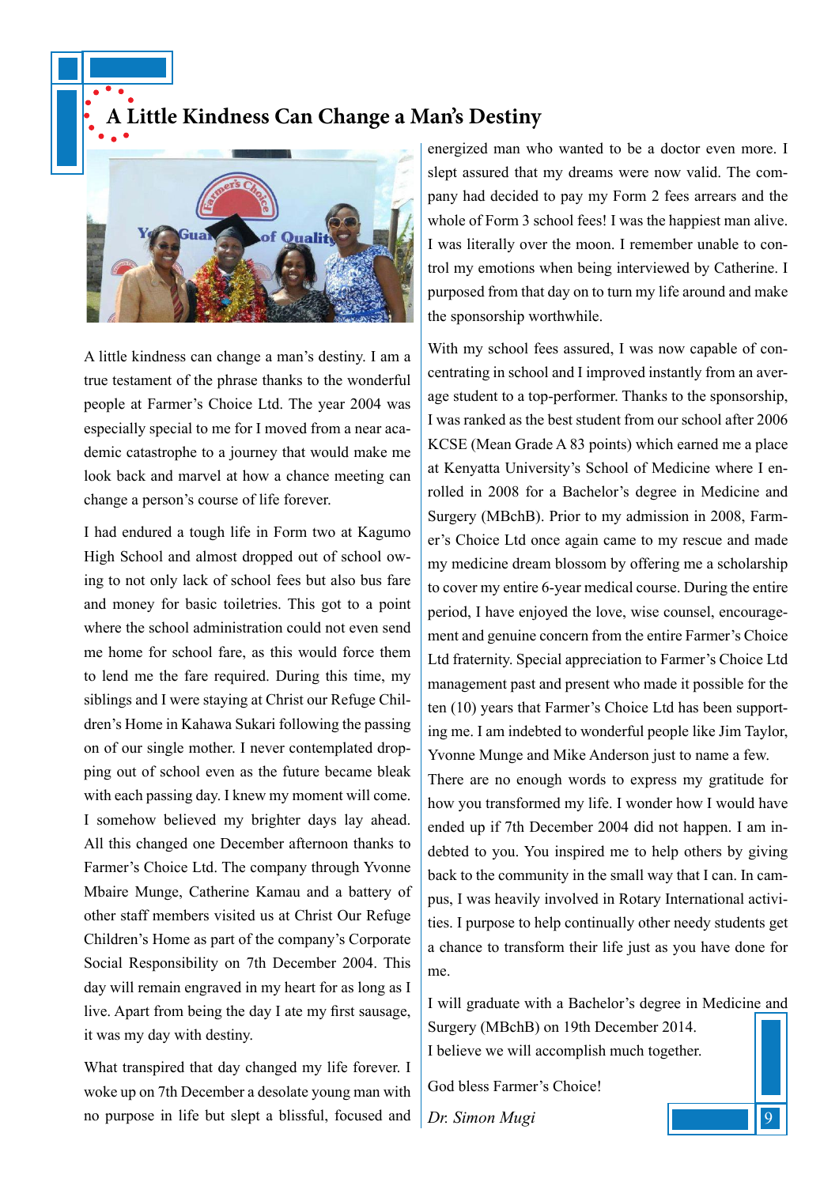# A Little Kindness Can Change a Man's Destiny

A little kindness can change a man's destiny. I am a true testament of the phrase thanks to the wonderful people at Farmer's Choice Ltd. The year 2004 was especially special to me for I moved from a near academic catastrophe to a journey that would make me look back and marvel at how a chance meeting can change a person's course of life forever.

I had endured a tough life in Form two at Kagumo High School and almost dropped out of school owing to not only lack of school fees but also bus fare and money for basic toiletries. This got to a point where the school administration could not even send me home for school fare, as this would force them to lend me the fare required. During this time, my siblings and I were staying at Christ our Refuge Children's Home in Kahawa Sukari following the passing on of our single mother. I never contemplated dropping out of school even as the future became bleak with each passing day. I knew my moment will come. I somehow believed my brighter days lay ahead. All this changed one December afternoon thanks to Farmer's Choice Ltd. The company through Yvonne Mbaire Munge, Catherine Kamau and a battery of other staff members visited us at Christ Our Refuge Children's Home as part of the company's Corporate Social Responsibility on 7th December 2004. This day will remain engraved in my heart for as long as I live. Apart from being the day I ate my first sausage, it was my day with destiny.

What transpired that day changed my life forever. I woke up on 7th December a desolate young man with no purpose in life but slept a blissful, focused and energized man who wanted to be a doctor even more. I slept assured that my dreams were now valid. The company had decided to pay my Form 2 fees arrears and the whole of Form 3 school fees! I was the happiest man alive. I was literally over the moon. I remember unable to control my emotions when being interviewed by Catherine. I purposed from that day on to turn my life around and make the sponsorship worthwhile.

With my school fees assured, I was now capable of concentrating in school and I improved instantly from an average student to a top-performer. Thanks to the sponsorship, I was ranked as the best student from our school after 2006 KCSE (Mean Grade A 83 points) which earned me a place at Kenyatta University's School of Medicine where I enrolled in 2008 for a Bachelor's degree in Medicine and Surgery (MBchB). Prior to my admission in 2008, Farmer's Choice Ltd once again came to my rescue and made my medicine dream blossom by offering me a scholarship to cover my entire 6-year medical course. During the entire period, I have enjoyed the love, wise counsel, encouragement and genuine concern from the entire Farmer's Choice Ltd fraternity. Special appreciation to Farmer's Choice Ltd management past and present who made it possible for the ten (10) years that Farmer's Choice Ltd has been supporting me. I am indebted to wonderful people like Jim Taylor, Yvonne Munge and Mike Anderson just to name a few.
There are no enough words to express my gratitude for how you transformed my life. I wonder how I would have ended up if 7th December 2004 did not happen. I am indebted to you. You inspired me to help others by giving back to the community in the small way that I can. In campus, I was heavily involved in Rotary International activities. I purpose to help continually other needy students get a chance to transform their life just as you have done for me.

I will graduate with a Bachelor's degree in Medicine and Surgery (MBchB) on 19th December 2014.
I believe we will accomplish much together.

God bless Farmer's Choice!

*Dr. Simon Mugi*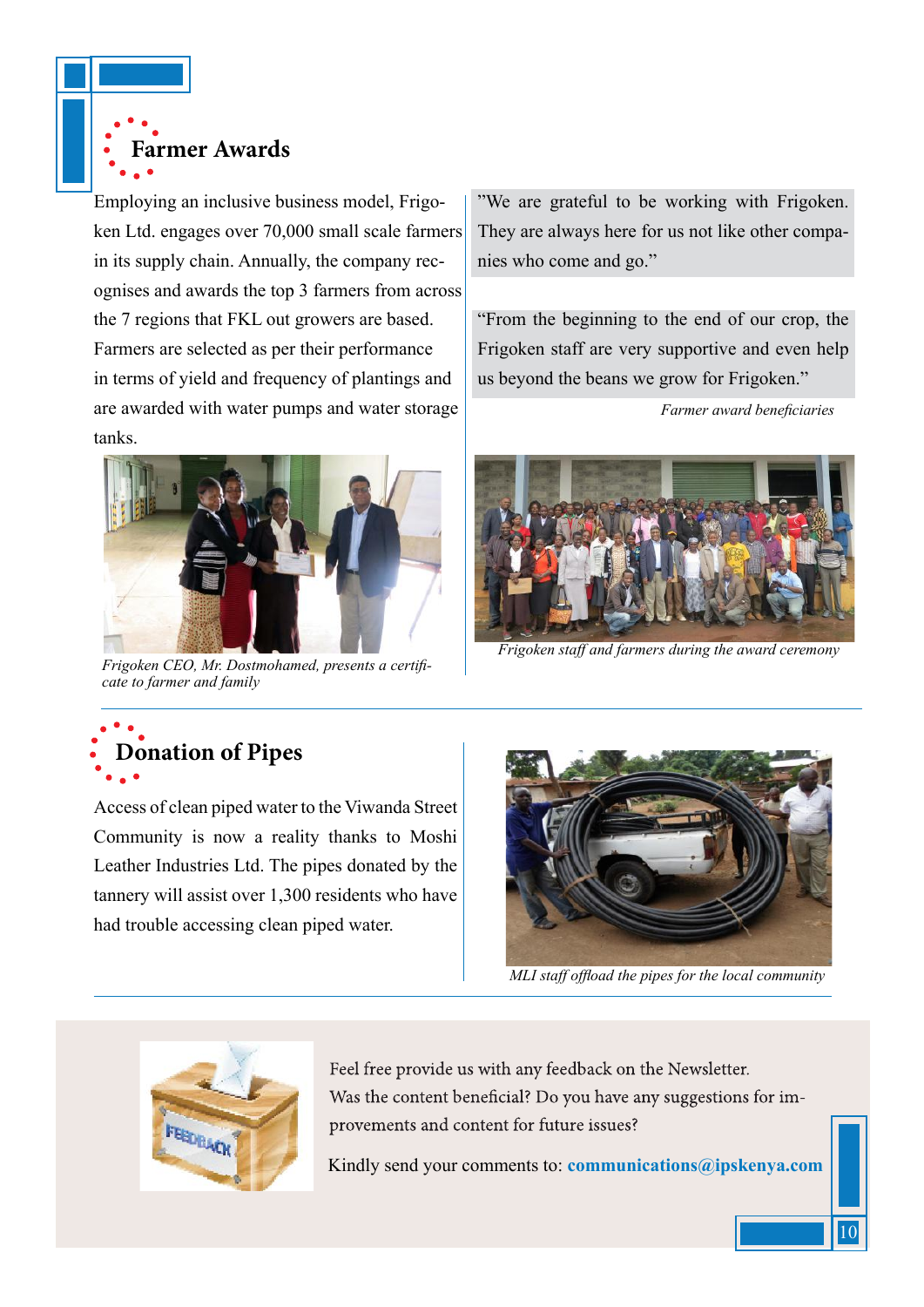## Farmer Awards

Employing an inclusive business model, Frigoken Ltd. engages over 70,000 small scale farmers in its supply chain. Annually, the company recognises and awards the top 3 farmers from across the 7 regions that FKL out growers are based. Farmers are selected as per their performance in terms of yield and frequency of plantings and are awarded with water pumps and water storage tanks.

*Frigoken CEO, Mr. Dostmohamed, presents a certificate to farmer and family*

> "We are grateful to be working with Frigoken. They are always here for us not like other companies who come and go."

> "From the beginning to the end of our crop, the Frigoken staff are very supportive and even help us beyond the beans we grow for Frigoken."

*Farmer award beneficiaries*

*Frigoken staff and farmers during the award ceremony*

## Donation of Pipes

Access of clean piped water to the Viwanda Street Community is now a reality thanks to Moshi Leather Industries Ltd. The pipes donated by the tannery will assist over 1,300 residents who have had trouble accessing clean piped water.

*MLI staff offload the pipes for the local community*

Feel free provide us with any feedback on the Newsletter.
Was the content beneficial? Do you have any suggestions for improvements and content for future issues?

Kindly send your comments to: **communications@ipskenya.com**